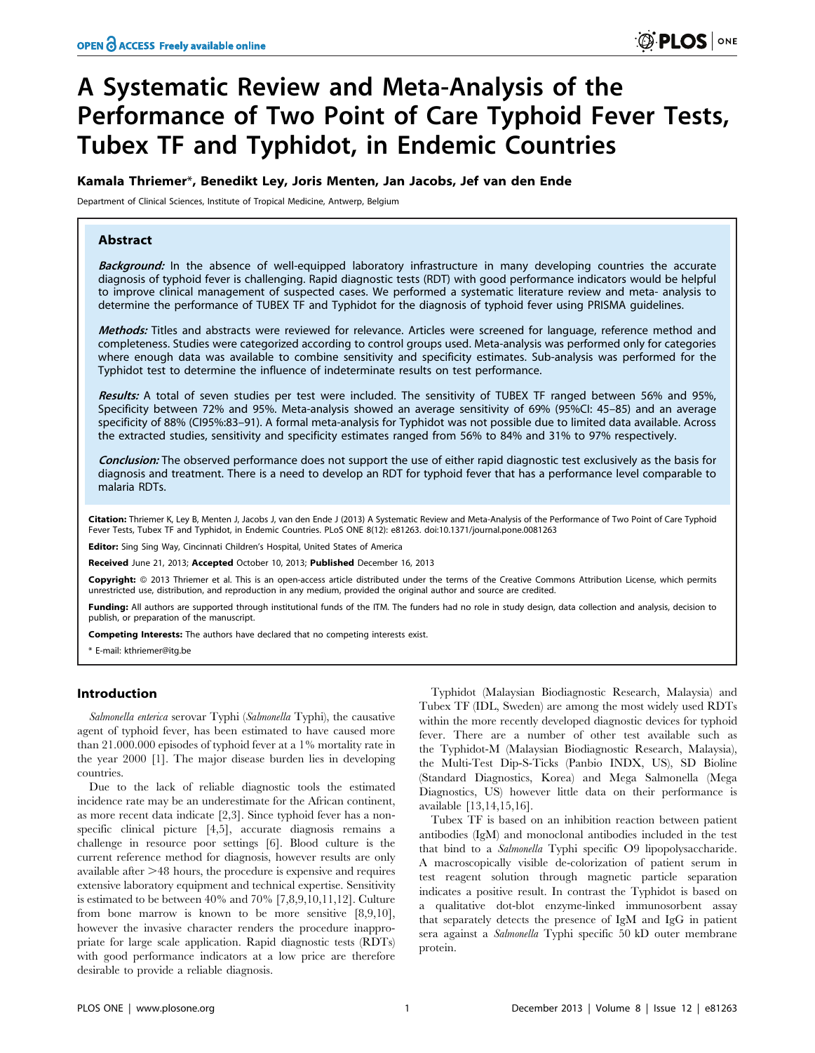# A Systematic Review and Meta-Analysis of the Performance of Two Point of Care Typhoid Fever Tests, Tubex TF and Typhidot, in Endemic Countries

**Kamala Thriemer\*, Benedikt Ley, Joris Menten, Jan Jacobs, Jef van den Ende**

Department of Clinical Sciences, Institute of Tropical Medicine, Antwerp, Belgium

## Abstract

***Background:*** In the absence of well-equipped laboratory infrastructure in many developing countries the accurate diagnosis of typhoid fever is challenging. Rapid diagnostic tests (RDT) with good performance indicators would be helpful to improve clinical management of suspected cases. We performed a systematic literature review and meta- analysis to determine the performance of TUBEX TF and Typhidot for the diagnosis of typhoid fever using PRISMA guidelines.

***Methods:*** Titles and abstracts were reviewed for relevance. Articles were screened for language, reference method and completeness. Studies were categorized according to control groups used. Meta-analysis was performed only for categories where enough data was available to combine sensitivity and specificity estimates. Sub-analysis was performed for the Typhidot test to determine the influence of indeterminate results on test performance.

***Results:*** A total of seven studies per test were included. The sensitivity of TUBEX TF ranged between 56% and 95%, Specificity between 72% and 95%. Meta-analysis showed an average sensitivity of 69% (95%CI: 45–85) and an average specificity of 88% (CI95%:83–91). A formal meta-analysis for Typhidot was not possible due to limited data available. Across the extracted studies, sensitivity and specificity estimates ranged from 56% to 84% and 31% to 97% respectively.

***Conclusion:*** The observed performance does not support the use of either rapid diagnostic test exclusively as the basis for diagnosis and treatment. There is a need to develop an RDT for typhoid fever that has a performance level comparable to malaria RDTs.

**Citation:** Thriemer K, Ley B, Menten J, Jacobs J, van den Ende J (2013) A Systematic Review and Meta-Analysis of the Performance of Two Point of Care Typhoid Fever Tests, Tubex TF and Typhidot, in Endemic Countries. PLoS ONE 8(12): e81263. doi:10.1371/journal.pone.0081263

**Editor:** Sing Sing Way, Cincinnati Children's Hospital, United States of America

**Received** June 21, 2013; **Accepted** October 10, 2013; **Published** December 16, 2013

**Copyright:** © 2013 Thriemer et al. This is an open-access article distributed under the terms of the Creative Commons Attribution License, which permits unrestricted use, distribution, and reproduction in any medium, provided the original author and source are credited.

**Funding:** All authors are supported through institutional funds of the ITM. The funders had no role in study design, data collection and analysis, decision to publish, or preparation of the manuscript.

**Competing Interests:** The authors have declared that no competing interests exist.

\* E-mail: kthriemer@itg.be

## Introduction

*Salmonella enterica* serovar Typhi (*Salmonella* Typhi), the causative agent of typhoid fever, has been estimated to have caused more than 21.000.000 episodes of typhoid fever at a 1% mortality rate in the year 2000 [1]. The major disease burden lies in developing countries.

Due to the lack of reliable diagnostic tools the estimated incidence rate may be an underestimate for the African continent, as more recent data indicate [2,3]. Since typhoid fever has a non-specific clinical picture [4,5], accurate diagnosis remains a challenge in resource poor settings [6]. Blood culture is the current reference method for diagnosis, however results are only available after >48 hours, the procedure is expensive and requires extensive laboratory equipment and technical expertise. Sensitivity is estimated to be between 40% and 70% [7,8,9,10,11,12]. Culture from bone marrow is known to be more sensitive [8,9,10], however the invasive character renders the procedure inappropriate for large scale application. Rapid diagnostic tests (RDTs) with good performance indicators at a low price are therefore desirable to provide a reliable diagnosis.

Typhidot (Malaysian Biodiagnostic Research, Malaysia) and Tubex TF (IDL, Sweden) are among the most widely used RDTs within the more recently developed diagnostic devices for typhoid fever. There are a number of other test available such as the Typhidot-M (Malaysian Biodiagnostic Research, Malaysia), the Multi-Test Dip-S-Ticks (Panbio INDX, US), SD Bioline (Standard Diagnostics, Korea) and Mega Salmonella (Mega Diagnostics, US) however little data on their performance is available [13,14,15,16].

Tubex TF is based on an inhibition reaction between patient antibodies (IgM) and monoclonal antibodies included in the test that bind to a *Salmonella* Typhi specific O9 lipopolysaccharide. A macroscopically visible de-colorization of patient serum in test reagent solution through magnetic particle separation indicates a positive result. In contrast the Typhidot is based on a qualitative dot-blot enzyme-linked immunosorbent assay that separately detects the presence of IgM and IgG in patient sera against a *Salmonella* Typhi specific 50 kD outer membrane protein.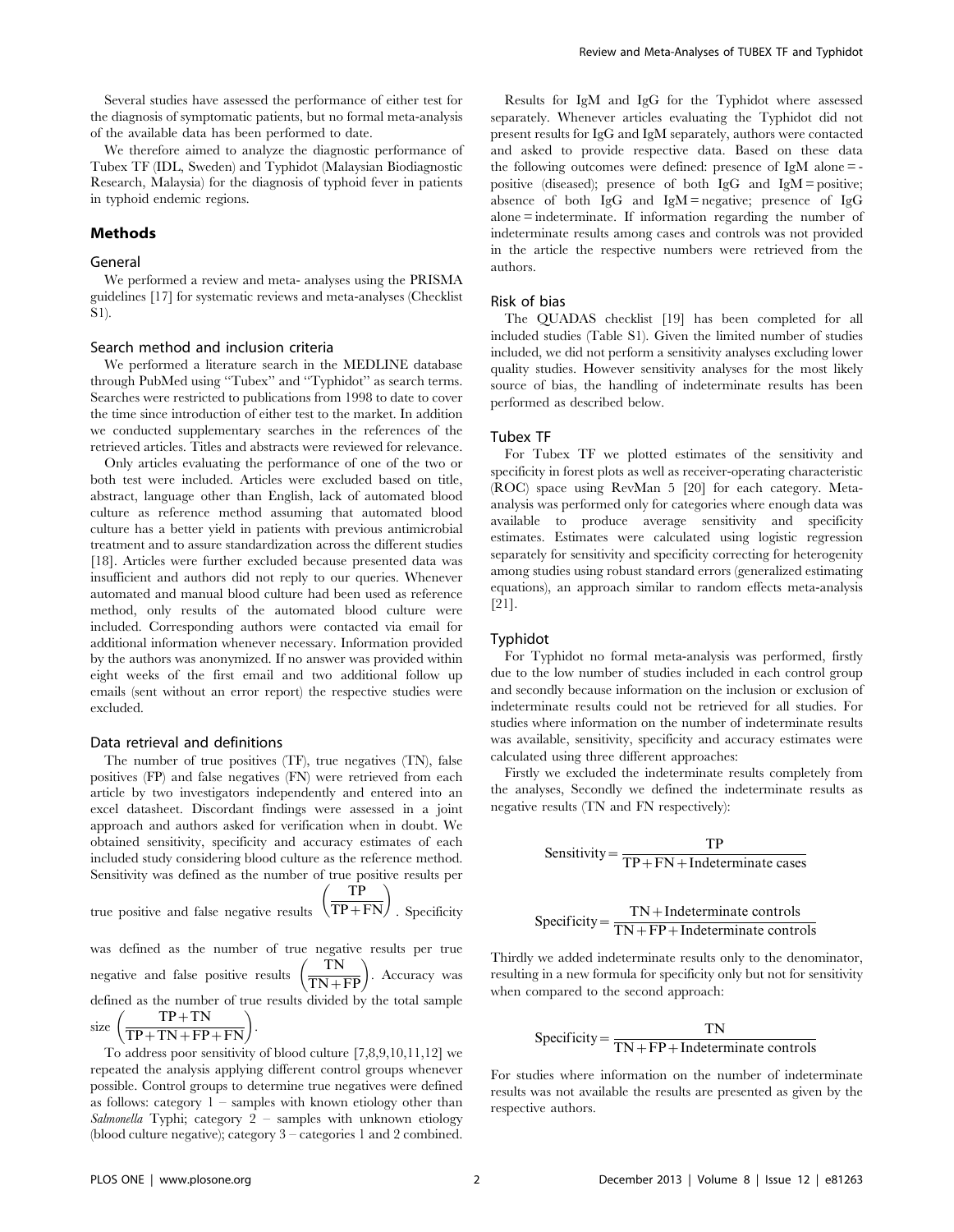Several studies have assessed the performance of either test for the diagnosis of symptomatic patients, but no formal meta-analysis of the available data has been performed to date.

We therefore aimed to analyze the diagnostic performance of Tubex TF (IDL, Sweden) and Typhidot (Malaysian Biodiagnostic Research, Malaysia) for the diagnosis of typhoid fever in patients in typhoid endemic regions.

## Methods

### General

We performed a review and meta- analyses using the PRISMA guidelines [17] for systematic reviews and meta-analyses (Checklist S1).

### Search method and inclusion criteria

We performed a literature search in the MEDLINE database through PubMed using "Tubex" and "Typhidot" as search terms. Searches were restricted to publications from 1998 to date to cover the time since introduction of either test to the market. In addition we conducted supplementary searches in the references of the retrieved articles. Titles and abstracts were reviewed for relevance.

Only articles evaluating the performance of one of the two or both test were included. Articles were excluded based on title, abstract, language other than English, lack of automated blood culture as reference method assuming that automated blood culture has a better yield in patients with previous antimicrobial treatment and to assure standardization across the different studies [18]. Articles were further excluded because presented data was insufficient and authors did not reply to our queries. Whenever automated and manual blood culture had been used as reference method, only results of the automated blood culture were included. Corresponding authors were contacted via email for additional information whenever necessary. Information provided by the authors was anonymized. If no answer was provided within eight weeks of the first email and two additional follow up emails (sent without an error report) the respective studies were excluded.

### Data retrieval and definitions

The number of true positives (TF), true negatives (TN), false positives (FP) and false negatives (FN) were retrieved from each article by two investigators independently and entered into an excel datasheet. Discordant findings were assessed in a joint approach and authors asked for verification when in doubt. We obtained sensitivity, specificity and accuracy estimates of each included study considering blood culture as the reference method. Sensitivity was defined as the number of true positive results per true positive and false negative results $\left(\frac{TP}{TP+FN}\right)$. Specificity was defined as the number of true negative results per true negative and false positive results $\left(\frac{TN}{TN+FP}\right)$. Accuracy was defined as the number of true results divided by the total sample size $\left(\frac{TP+TN}{TP+TN+FP+FN}\right)$.

To address poor sensitivity of blood culture [7,8,9,10,11,12] we repeated the analysis applying different control groups whenever possible. Control groups to determine true negatives were defined as follows: category 1 – samples with known etiology other than *Salmonella* Typhi; category 2 – samples with unknown etiology (blood culture negative); category 3 – categories 1 and 2 combined.

Results for IgM and IgG for the Typhidot where assessed separately. Whenever articles evaluating the Typhidot did not present results for IgG and IgM separately, authors were contacted and asked to provide respective data. Based on these data the following outcomes were defined: presence of IgM alone = positive (diseased); presence of both IgG and IgM = positive; absence of both IgG and IgM = negative; presence of IgG alone = indeterminate. If information regarding the number of indeterminate results among cases and controls was not provided in the article the respective numbers were retrieved from the authors.

### Risk of bias

The QUADAS checklist [19] has been completed for all included studies (Table S1). Given the limited number of studies included, we did not perform a sensitivity analyses excluding lower quality studies. However sensitivity analyses for the most likely source of bias, the handling of indeterminate results has been performed as described below.

### Tubex TF

For Tubex TF we plotted estimates of the sensitivity and specificity in forest plots as well as receiver-operating characteristic (ROC) space using RevMan 5 [20] for each category. Meta-analysis was performed only for categories where enough data was available to produce average sensitivity and specificity estimates. Estimates were calculated using logistic regression separately for sensitivity and specificity correcting for heterogenity among studies using robust standard errors (generalized estimating equations), an approach similar to random effects meta-analysis [21].

### Typhidot

For Typhidot no formal meta-analysis was performed, firstly due to the low number of studies included in each control group and secondly because information on the inclusion or exclusion of indeterminate results could not be retrieved for all studies. For studies where information on the number of indeterminate results was available, sensitivity, specificity and accuracy estimates were calculated using three different approaches:

Firstly we excluded the indeterminate results completely from the analyses, Secondly we defined the indeterminate results as negative results (TN and FN respectively):

$$\text{Sensitivity} = \frac{TP}{TP + FN + \text{Indeterminate cases}}$$

$$\text{Specificity} = \frac{TN + \text{Indeterminate controls}}{TN + FP + \text{Indeterminate controls}}$$

Thirdly we added indeterminate results only to the denominator, resulting in a new formula for specificity only but not for sensitivity when compared to the second approach:

$$\text{Specificity} = \frac{TN}{TN + FP + \text{Indeterminate controls}}$$

For studies where information on the number of indeterminate results was not available the results are presented as given by the respective authors.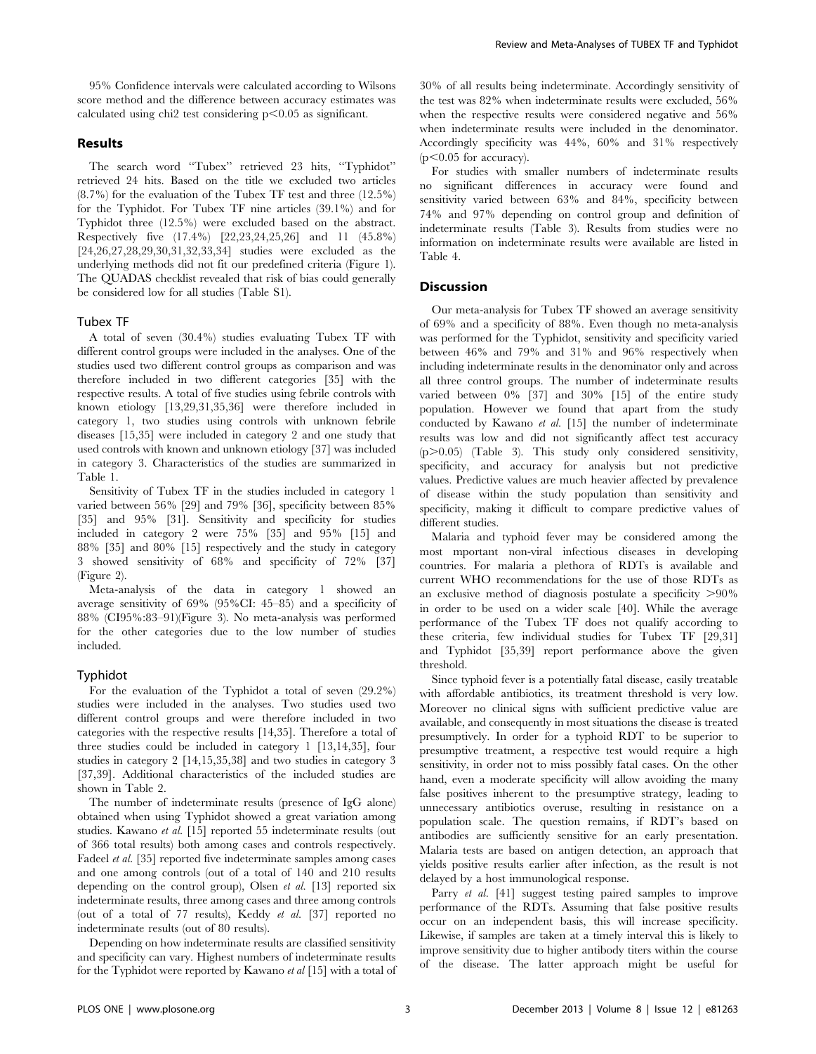95% Confidence intervals were calculated according to Wilsons score method and the difference between accuracy estimates was calculated using chi2 test considering $p<0.05$ as significant.

## Results

The search word "Tubex" retrieved 23 hits, "Typhidot" retrieved 24 hits. Based on the title we excluded two articles (8.7%) for the evaluation of the Tubex TF test and three (12.5%) for the Typhidot. For Tubex TF nine articles (39.1%) and for Typhidot three (12.5%) were excluded based on the abstract. Respectively five (17.4%) [22,23,24,25,26] and 11 (45.8%) [24,26,27,28,29,30,31,32,33,34] studies were excluded as the underlying methods did not fit our predefined criteria (Figure 1). The QUADAS checklist revealed that risk of bias could generally be considered low for all studies (Table S1).

### Tubex TF

A total of seven (30.4%) studies evaluating Tubex TF with different control groups were included in the analyses. One of the studies used two different control groups as comparison and was therefore included in two different categories [35] with the respective results. A total of five studies using febrile controls with known etiology [13,29,31,35,36] were therefore included in category 1, two studies using controls with unknown febrile diseases [15,35] were included in category 2 and one study that used controls with known and unknown etiology [37] was included in category 3. Characteristics of the studies are summarized in Table 1.

Sensitivity of Tubex TF in the studies included in category 1 varied between 56% [29] and 79% [36], specificity between 85% [35] and 95% [31]. Sensitivity and specificity for studies included in category 2 were 75% [35] and 95% [15] and 88% [35] and 80% [15] respectively and the study in category 3 showed sensitivity of 68% and specificity of 72% [37] (Figure 2).

Meta-analysis of the data in category 1 showed an average sensitivity of 69% (95%CI: 45–85) and a specificity of 88% (CI95%:83–91)(Figure 3). No meta-analysis was performed for the other categories due to the low number of studies included.

### Typhidot

For the evaluation of the Typhidot a total of seven (29.2%) studies were included in the analyses. Two studies used two different control groups and were therefore included in two categories with the respective results [14,35]. Therefore a total of three studies could be included in category 1 [13,14,35], four studies in category 2 [14,15,35,38] and two studies in category 3 [37,39]. Additional characteristics of the included studies are shown in Table 2.

The number of indeterminate results (presence of IgG alone) obtained when using Typhidot showed a great variation among studies. Kawano *et al.* [15] reported 55 indeterminate results (out of 366 total results) both among cases and controls respectively. Fadeel *et al.* [35] reported five indeterminate samples among cases and one among controls (out of a total of 140 and 210 results depending on the control group), Olsen *et al.* [13] reported six indeterminate results, three among cases and three among controls (out of a total of 77 results), Keddy *et al.* [37] reported no indeterminate results (out of 80 results).

Depending on how indeterminate results are classified sensitivity and specificity can vary. Highest numbers of indeterminate results for the Typhidot were reported by Kawano *et al* [15] with a total of 30% of all results being indeterminate. Accordingly sensitivity of the test was 82% when indeterminate results were excluded, 56% when the respective results were considered negative and 56% when indeterminate results were included in the denominator. Accordingly specificity was 44%, 60% and 31% respectively ($p<0.05$ for accuracy).

For studies with smaller numbers of indeterminate results no significant differences in accuracy were found and sensitivity varied between 63% and 84%, specificity between 74% and 97% depending on control group and definition of indeterminate results (Table 3). Results from studies were no information on indeterminate results were available are listed in Table 4.

## Discussion

Our meta-analysis for Tubex TF showed an average sensitivity of 69% and a specificity of 88%. Even though no meta-analysis was performed for the Typhidot, sensitivity and specificity varied between 46% and 79% and 31% and 96% respectively when including indeterminate results in the denominator only and across all three control groups. The number of indeterminate results varied between 0% [37] and 30% [15] of the entire study population. However we found that apart from the study conducted by Kawano *et al.* [15] the number of indeterminate results was low and did not significantly affect test accuracy ($p>0.05$) (Table 3). This study only considered sensitivity, specificity, and accuracy for analysis but not predictive values. Predictive values are much heavier affected by prevalence of disease within the study population than sensitivity and specificity, making it difficult to compare predictive values of different studies.

Malaria and typhoid fever may be considered among the most mportant non-viral infectious diseases in developing countries. For malaria a plethora of RDTs is available and current WHO recommendations for the use of those RDTs as an exclusive method of diagnosis postulate a specificity >90% in order to be used on a wider scale [40]. While the average performance of the Tubex TF does not qualify according to these criteria, few individual studies for Tubex TF [29,31] and Typhidot [35,39] report performance above the given threshold.

Since typhoid fever is a potentially fatal disease, easily treatable with affordable antibiotics, its treatment threshold is very low. Moreover no clinical signs with sufficient predictive value are available, and consequently in most situations the disease is treated presumptively. In order for a typhoid RDT to be superior to presumptive treatment, a respective test would require a high sensitivity, in order not to miss possibly fatal cases. On the other hand, even a moderate specificity will allow avoiding the many false positives inherent to the presumptive strategy, leading to unnecessary antibiotics overuse, resulting in resistance on a population scale. The question remains, if RDT's based on antibodies are sufficiently sensitive for an early presentation. Malaria tests are based on antigen detection, an approach that yields positive results earlier after infection, as the result is not delayed by a host immunological response.

Parry *et al.* [41] suggest testing paired samples to improve performance of the RDTs. Assuming that false positive results occur on an independent basis, this will increase specificity. Likewise, if samples are taken at a timely interval this is likely to improve sensitivity due to higher antibody titers within the course of the disease. The latter approach might be useful for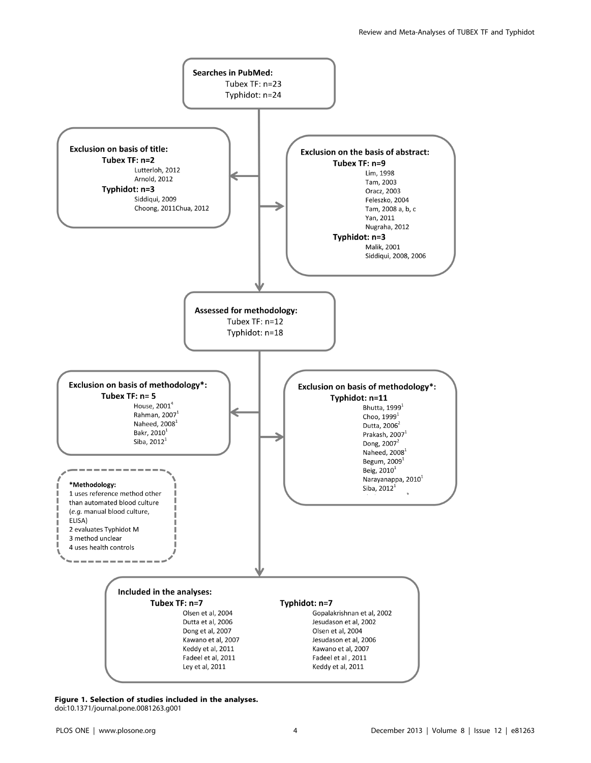**Searches in PubMed:**
Tubex TF: n=23
Typhidot: n=24

**Exclusion on basis of title:**
**Tubex TF: n=2**
Lutterloh, 2012
Arnold, 2012
**Typhidot: n=3**
Siddiqui, 2009
Choong, 2011Chua, 2012

**Exclusion on the basis of abstract:**
**Tubex TF: n=9**
Lim, 1998
Tam, 2003
Oracz, 2003
Feleszko, 2004
Tam, 2008 a, b, c
Yan, 2011
Nugraha, 2012
**Typhidot: n=3**
Malik, 2001
Siddiqui, 2008, 2006

**Assessed for methodology:**
Tubex TF: n=12
Typhidot: n=18

**Exclusion on basis of methodology*:**
**Tubex TF: n= 5**
House, 2001[4]
Rahman, 2007[1]
Naheed, 2008[1]
Bakr, 2010[1]
Siba, 2012[1]

**Exclusion on basis of methodology*:**
**Typhidot: n=11**
Bhutta, 1999[1]
Choo, 1999[1]
Dutta, 2006[2]
Prakash, 2007[1]
Dong, 2007[2]
Naheed, 2008[1]
Begum, 2009[1]
Beig, 2010[1]
Narayanappa, 2010[1]
Siba, 2012[1]

***Methodology:**
1 uses reference method other than automated blood culture (*e.g.* manual blood culture, ELISA)
2 evaluates Typhidot M
3 method unclear
4 uses health controls

**Included in the analyses:**
**Tubex TF: n=7**
Olsen et al, 2004
Dutta et al, 2006
Dong et al, 2007
Kawano et al, 2007
Keddy et al, 2011
Fadeel et al, 2011
Ley et al, 2011

**Typhidot: n=7**
Gopalakrishnan et al, 2002
Jesudason et al, 2002
Olsen et al, 2004
Jesudason et al, 2006
Kawano et al, 2007
Fadeel et al , 2011
Keddy et al, 2011

**Figure 1. Selection of studies included in the analyses.**
doi:10.1371/journal.pone.0081263.g001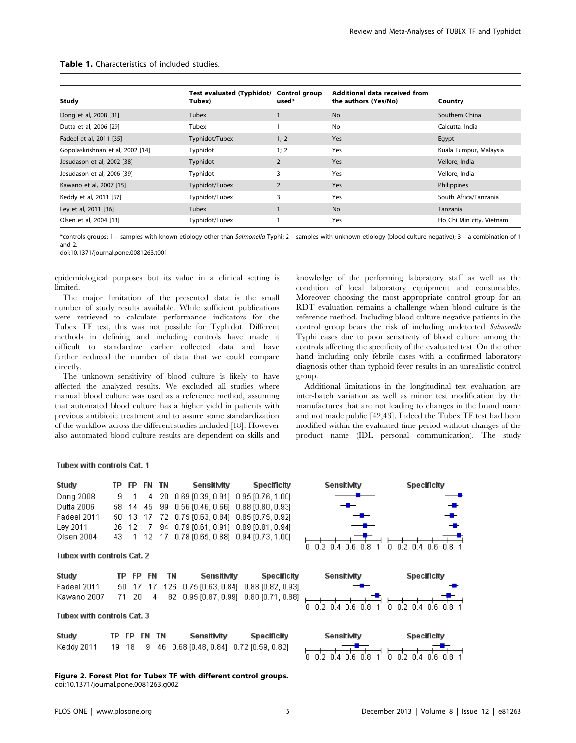**Table 1.** Characteristics of included studies.

| Study | Test evaluated (Typhidot/ Tubex) | Control group used* | Additional data received from the authors (Yes/No) | Country |
|---|---|---|---|---|
| Dong et al, 2008 [31] | Tubex | 1 | No | Southern China |
| Dutta et al, 2006 [29] | Tubex | 1 | No | Calcutta, India |
| Fadeel et al, 2011 [35] | Typhidot/Tubex | 1; 2 | Yes | Egypt |
| Gopolaskrishnan et al, 2002 [14] | Typhidot | 1; 2 | Yes | Kuala Lumpur, Malaysia |
| Jesudason et al, 2002 [38] | Typhidot | 2 | Yes | Vellore, India |
| Jesudason et al, 2006 [39] | Typhidot | 3 | Yes | Vellore, India |
| Kawano et al, 2007 [15] | Typhidot/Tubex | 2 | Yes | Philippines |
| Keddy et al, 2011 [37] | Typhidot/Tubex | 3 | Yes | South Africa/Tanzania |
| Ley et al, 2011 [36] | Tubex | 1 | No | Tanzania |
| Olsen et al, 2004 [13] | Typhidot/Tubex | 1 | Yes | Ho Chi Min city, Vietnam |

*controls groups: 1 – samples with known etiology other than *Salmonella* Typhi; 2 – samples with unknown etiology (blood culture negative); 3 – a combination of 1 and 2.
doi:10.1371/journal.pone.0081263.t001

epidemiological purposes but its value in a clinical setting is limited.

The major limitation of the presented data is the small number of study results available. While sufficient publications were retrieved to calculate performance indicators for the Tubex TF test, this was not possible for Typhidot. Different methods in defining and including controls have made it difficult to standardize earlier collected data and have further reduced the number of data that we could compare directly.

The unknown sensitivity of blood culture is likely to have affected the analyzed results. We excluded all studies where manual blood culture was used as a reference method, assuming that automated blood culture has a higher yield in patients with previous antibiotic treatment and to assure some standardization of the workflow across the different studies included [18]. However also automated blood culture results are dependent on skills and knowledge of the performing laboratory staff as well as the condition of local laboratory equipment and consumables. Moreover choosing the most appropriate control group for an RDT evaluation remains a challenge when blood culture is the reference method. Including blood culture negative patients in the control group bears the risk of including undetected *Salmonella* Typhi cases due to poor sensitivity of blood culture among the controls affecting the specificity of the evaluated test. On the other hand including only febrile cases with a confirmed laboratory diagnosis other than typhoid fever results in an unrealistic control group.

Additional limitations in the longitudinal test evaluation are inter-batch variation as well as minor test modification by the manufactures that are not leading to changes in the brand name and not made public [42,43]. Indeed the Tubex TF test had been modified within the evaluated time period without changes of the product name (IDL personal communication). The study

**Tubex with controls Cat. 1**

| Study | TP | FP | FN | TN | Sensitivity | Specificity |
|---|---|---|---|---|---|---|
| Dong 2008 | 9 | 1 | 4 | 20 | 0.69 [0.39, 0.91] | 0.95 [0.76, 1.00] |
| Dutta 2006 | 58 | 14 | 45 | 99 | 0.56 [0.46, 0.66] | 0.88 [0.80, 0.93] |
| Fadeel 2011 | 50 | 13 | 17 | 72 | 0.75 [0.63, 0.84] | 0.85 [0.75, 0.92] |
| Ley 2011 | 26 | 12 | 7 | 94 | 0.79 [0.61, 0.91] | 0.89 [0.81, 0.94] |
| Olsen 2004 | 43 | 1 | 12 | 17 | 0.78 [0.65, 0.88] | 0.94 [0.73, 1.00] |

**Tubex with controls Cat. 2**

| Study | TP | FP | FN | TN | Sensitivity | Specificity |
|---|---|---|---|---|---|---|
| Fadeel 2011 | 50 | 17 | 17 | 126 | 0.75 [0.63, 0.84] | 0.88 [0.82, 0.93] |
| Kawano 2007 | 71 | 20 | 4 | 82 | 0.95 [0.87, 0.99] | 0.80 [0.71, 0.88] |

**Tubex with controls Cat. 3**

| Study | TP | FP | FN | TN | Sensitivity | Specificity |
|---|---|---|---|---|---|---|
| Keddy 2011 | 19 | 18 | 9 | 46 | 0.68 [0.48, 0.84] | 0.72 [0.59, 0.82] |

**Figure 2. Forest Plot for Tubex TF with different control groups.**
doi:10.1371/journal.pone.0081263.g002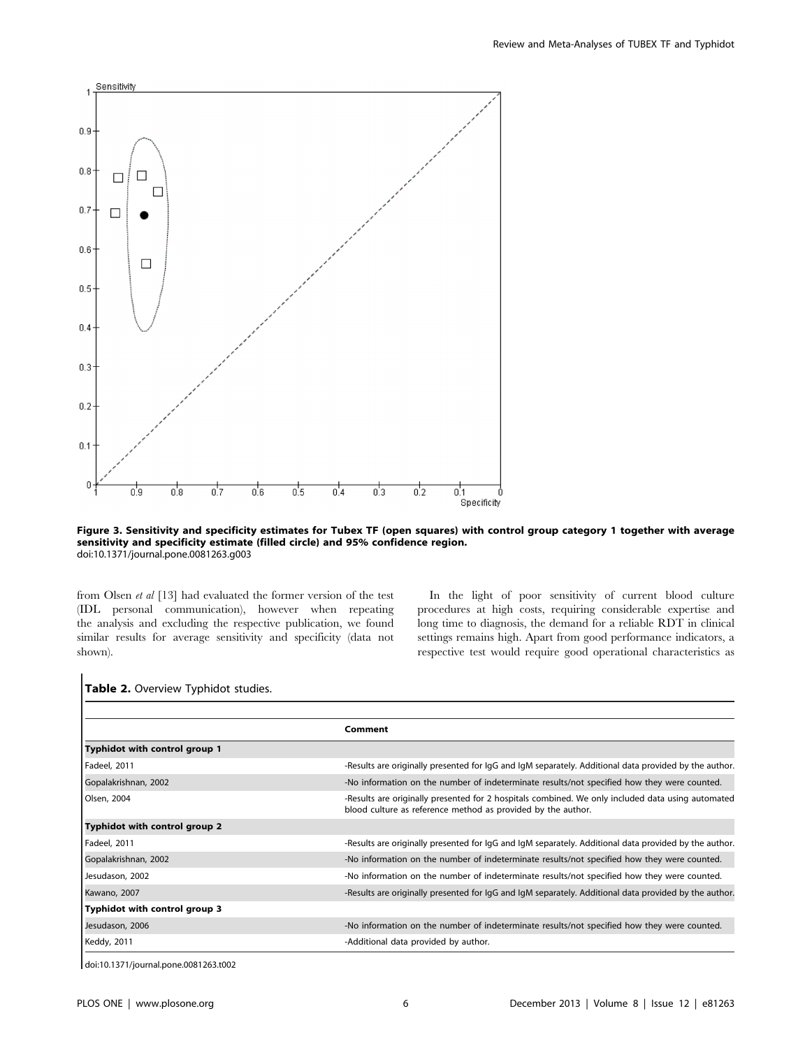**Figure 3. Sensitivity and specificity estimates for Tubex TF (open squares) with control group category 1 together with average sensitivity and specificity estimate (filled circle) and 95% confidence region.**
doi:10.1371/journal.pone.0081263.g003

from Olsen *et al* [13] had evaluated the former version of the test (IDL personal communication), however when repeating the analysis and excluding the respective publication, we found similar results for average sensitivity and specificity (data not shown).

In the light of poor sensitivity of current blood culture procedures at high costs, requiring considerable expertise and long time to diagnosis, the demand for a reliable RDT in clinical settings remains high. Apart from good performance indicators, a respective test would require good operational characteristics as

**Table 2.** Overview Typhidot studies.

| | Comment |
|---|---|
| **Typhidot with control group 1** | |
| Fadeel, 2011 | -Results are originally presented for IgG and IgM separately. Additional data provided by the author. |
| Gopalakrishnan, 2002 | -No information on the number of indeterminate results/not specified how they were counted. |
| Olsen, 2004 | -Results are originally presented for 2 hospitals combined. We only included data using automated blood culture as reference method as provided by the author. |
| **Typhidot with control group 2** | |
| Fadeel, 2011 | -Results are originally presented for IgG and IgM separately. Additional data provided by the author. |
| Gopalakrishnan, 2002 | -No information on the number of indeterminate results/not specified how they were counted. |
| Jesudason, 2002 | -No information on the number of indeterminate results/not specified how they were counted. |
| Kawano, 2007 | -Results are originally presented for IgG and IgM separately. Additional data provided by the author. |
| **Typhidot with control group 3** | |
| Jesudason, 2006 | -No information on the number of indeterminate results/not specified how they were counted. |
| Keddy, 2011 | -Additional data provided by author. |

doi:10.1371/journal.pone.0081263.t002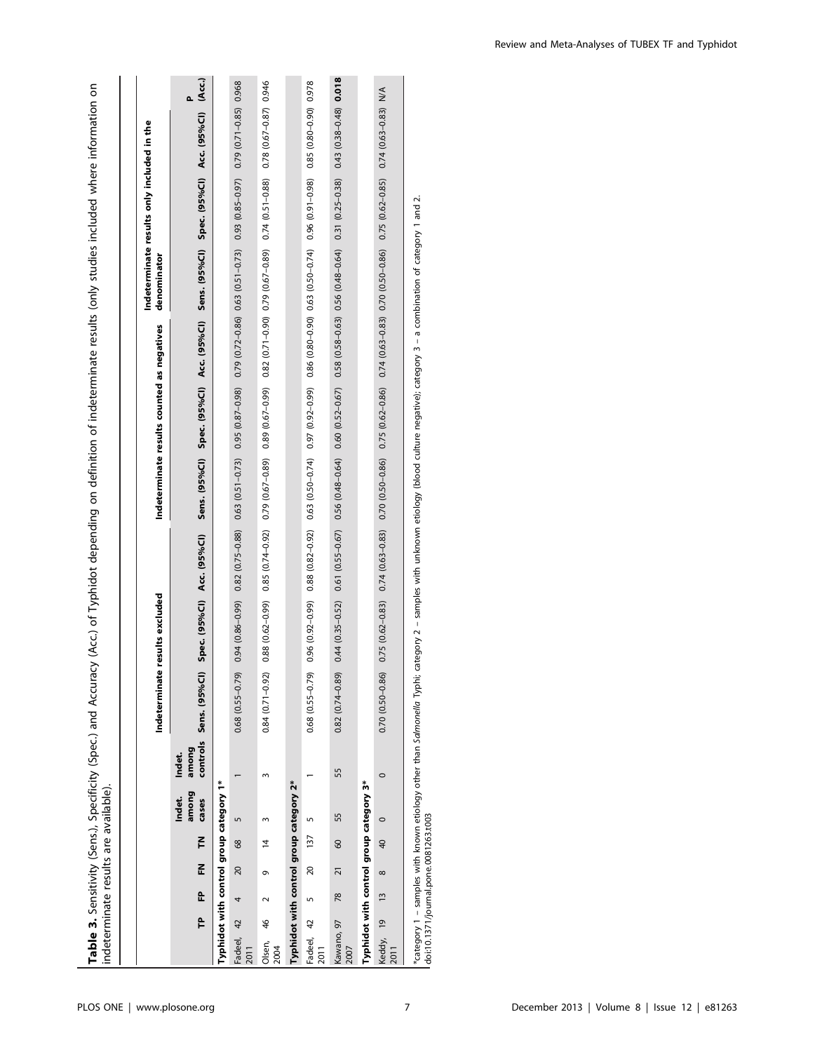**Table 3.** Sensitivity (Sens.), Specificity (Spec.) and Accuracy (Acc.) of Typhidot depending on definition of indeterminate results (only studies included where information on indeterminate results are available).

| | TP | FP | FN | TN | Indet. among cases | Indet. among controls | Indeterminate results excluded | | | Indeterminate results counted as negatives | | | Indeterminate results only included in the denominator | | | |
|---|---|---|---|---|---|---|---|---|---|---|---|---|---|---|---|---|
| | | | | | | | Sens. (95%CI) | Spec. (95%CI) | Acc. (95%CI) | Sens. (95%CI) | Spec. (95%CI) | Acc. (95%CI) | Sens. (95%CI) | Spec. (95%CI) | Acc. (95%CI) | P (Acc.) |
| **Typhidot with control group category 1*** | | | | | | | | | | | | | | | | |
| Fadeel, 2011 | 42 | 4 | 20 | 68 | 5 | 1 | 0.68 (0.55–0.79) | 0.94 (0.86–0.99) | 0.82 (0.75–0.88) | 0.63 (0.51–0.73) | 0.95 (0.87–0.98) | 0.79 (0.72–0.86) | 0.63 (0.51–0.73) | 0.93 (0.85–0.97) | 0.79 (0.71–0.85) | 0.968 |
| Olsen, 2004 | 46 | 2 | 9 | 14 | 3 | 3 | 0.84 (0.71–0.92) | 0.88 (0.62–0.99) | 0.85 (0.74–0.92) | 0.79 (0.67–0.89) | 0.89 (0.67–0.99) | 0.82 (0.71–0.90) | 0.79 (0.67–0.89) | 0.74 (0.51–0.88) | 0.78 (0.67–0.87) | 0.946 |
| **Typhidot with control group category 2*** | | | | | | | | | | | | | | | | |
| Fadeel, 2011 | 42 | 5 | 20 | 137 | 5 | 1 | 0.68 (0.55–0.79) | 0.96 (0.92–0.99) | 0.88 (0.82–0.92) | 0.63 (0.50–0.74) | 0.97 (0.92–0.99) | 0.86 (0.80–0.90) | 0.63 (0.50–0.74) | 0.96 (0.91–0.98) | 0.85 (0.80–0.90) | 0.978 |
| Kawano, 2007 | 97 | 78 | 21 | 60 | 55 | 55 | 0.82 (0.74–0.89) | 0.44 (0.35–0.52) | 0.61 (0.55–0.67) | 0.56 (0.48–0.64) | 0.60 (0.52–0.67) | 0.58 (0.58–0.63) | 0.56 (0.48–0.64) | 0.31 (0.25–0.38) | 0.43 (0.38–0.48) | **0.018** |
| **Typhidot with control group category 3*** | | | | | | | | | | | | | | | | |
| Keddy, 2011 | 19 | 13 | 8 | 40 | 0 | 0 | 0.70 (0.50–0.86) | 0.75 (0.62–0.83) | 0.74 (0.63–0.83) | 0.70 (0.50–0.86) | 0.75 (0.62–0.86) | 0.74 (0.63–0.83) | 0.70 (0.50–0.86) | 0.75 (0.62–0.85) | 0.74 (0.63–0.83) | N/A |

*category 1 – samples with known etiology other than *Salmonella* Typhi; category 2 – samples with unknown etiology (blood culture negative); category 3 – a combination of category 1 and 2.
doi:10.1371/journal.pone.0081263.t003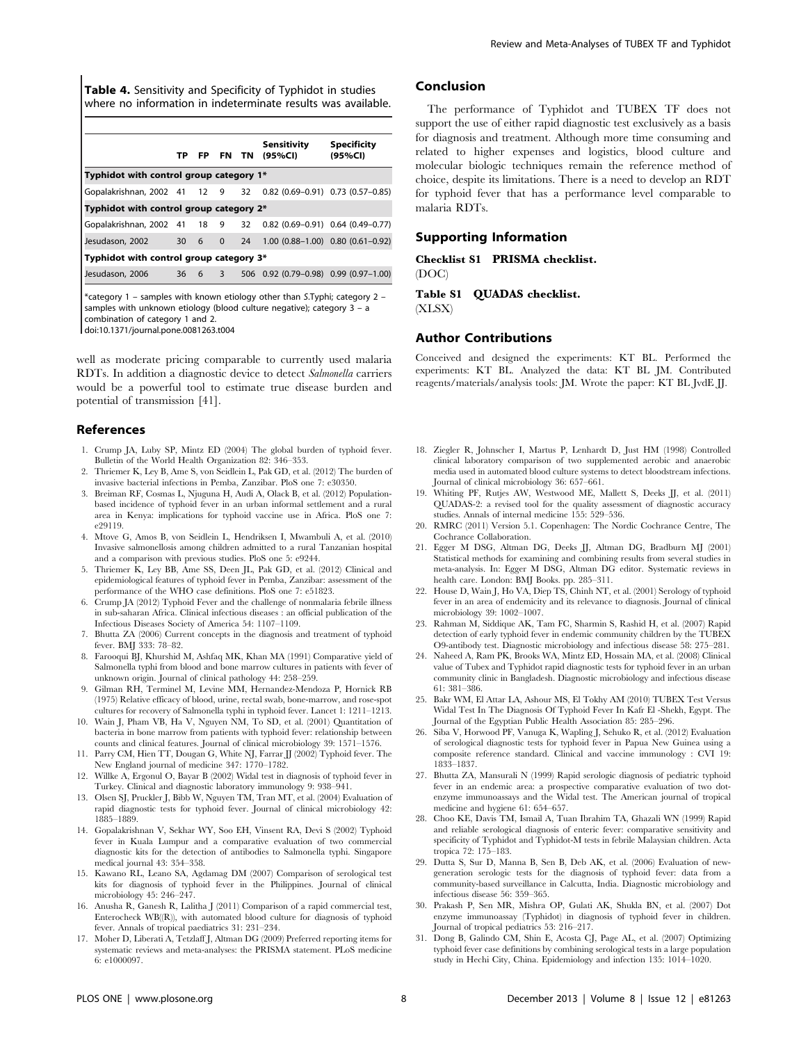**Table 4.** Sensitivity and Specificity of Typhidot in studies where no information in indeterminate results was available.

| | TP | FP | FN | TN | Sensitivity (95%CI) | Specificity (95%CI) |
|---|---|---|---|---|---|---|
| **Typhidot with control group category 1*** | | | | | | |
| Gopalakrishnan, 2002 | 41 | 12 | 9 | 32 | 0.82 (0.69–0.91) | 0.73 (0.57–0.85) |
| **Typhidot with control group category 2*** | | | | | | |
| Gopalakrishnan, 2002 | 41 | 18 | 9 | 32 | 0.82 (0.69–0.91) | 0.64 (0.49–0.77) |
| Jesudason, 2002 | 30 | 6 | 0 | 24 | 1.00 (0.88–1.00) | 0.80 (0.61–0.92) |
| **Typhidot with control group category 3*** | | | | | | |
| Jesudason, 2006 | 36 | 6 | 3 | 506 | 0.92 (0.79–0.98) | 0.99 (0.97–1.00) |

*category 1 – samples with known etiology other than *S.*Typhi; category 2 – samples with unknown etiology (blood culture negative); category 3 – a combination of category 1 and 2.
doi:10.1371/journal.pone.0081263.t004

well as moderate pricing comparable to currently used malaria RDTs. In addition a diagnostic device to detect *Salmonella* carriers would be a powerful tool to estimate true disease burden and potential of transmission [41].

## Conclusion

The performance of Typhidot and TUBEX TF does not support the use of either rapid diagnostic test exclusively as a basis for diagnosis and treatment. Although more time consuming and related to higher expenses and logistics, blood culture and molecular biologic techniques remain the reference method of choice, despite its limitations. There is a need to develop an RDT for typhoid fever that has a performance level comparable to malaria RDTs.

## Supporting Information

**Checklist S1 PRISMA checklist.**
(DOC)

**Table S1 QUADAS checklist.**
(XLSX)

## Author Contributions

Conceived and designed the experiments: KT BL. Performed the experiments: KT BL. Analyzed the data: KT BL JM. Contributed reagents/materials/analysis tools: JM. Wrote the paper: KT BL JvdE JJ.

## References

1. Crump JA, Luby SP, Mintz ED (2004) The global burden of typhoid fever. Bulletin of the World Health Organization 82: 346–353.
2. Thriemer K, Ley B, Ame S, von Seidlein L, Pak GD, et al. (2012) The burden of invasive bacterial infections in Pemba, Zanzibar. PloS one 7: e30350.
3. Breiman RF, Cosmas L, Njuguna H, Audi A, Olack B, et al. (2012) Population-based incidence of typhoid fever in an urban informal settlement and a rural area in Kenya: implications for typhoid vaccine use in Africa. PloS one 7: e29119.
4. Mtove G, Amos B, von Seidlein L, Hendriksen I, Mwambuli A, et al. (2010) Invasive salmonellosis among children admitted to a rural Tanzanian hospital and a comparison with previous studies. PloS one 5: e9244.
5. Thriemer K, Ley BB, Ame SS, Deen JL, Pak GD, et al. (2012) Clinical and epidemiological features of typhoid fever in Pemba, Zanzibar: assessment of the performance of the WHO case definitions. PloS one 7: e51823.
6. Crump JA (2012) Typhoid Fever and the challenge of nonmalaria febrile illness in sub-saharan Africa. Clinical infectious diseases : an official publication of the Infectious Diseases Society of America 54: 1107–1109.
7. Bhutta ZA (2006) Current concepts in the diagnosis and treatment of typhoid fever. BMJ 333: 78–82.
8. Farooqui BJ, Khurshid M, Ashfaq MK, Khan MA (1991) Comparative yield of Salmonella typhi from blood and bone marrow cultures in patients with fever of unknown origin. Journal of clinical pathology 44: 258–259.
9. Gilman RH, Terminel M, Levine MM, Hernandez-Mendoza P, Hornick RB (1975) Relative efficacy of blood, urine, rectal swab, bone-marrow, and rose-spot cultures for recovery of Salmonella typhi in typhoid fever. Lancet 1: 1211–1213.
10. Wain J, Pham VB, Ha V, Nguyen NM, To SD, et al. (2001) Quantitation of bacteria in bone marrow from patients with typhoid fever: relationship between counts and clinical features. Journal of clinical microbiology 39: 1571–1576.
11. Parry CM, Hien TT, Dougan G, White NJ, Farrar JJ (2002) Typhoid fever. The New England journal of medicine 347: 1770–1782.
12. Willke A, Ergonul O, Bayar B (2002) Widal test in diagnosis of typhoid fever in Turkey. Clinical and diagnostic laboratory immunology 9: 938–941.
13. Olsen SJ, Pruckler J, Bibb W, Nguyen TM, Tran MT, et al. (2004) Evaluation of rapid diagnostic tests for typhoid fever. Journal of clinical microbiology 42: 1885–1889.
14. Gopalakrishnan V, Sekhar WY, Soo EH, Vinsent RA, Devi S (2002) Typhoid fever in Kuala Lumpur and a comparative evaluation of two commercial diagnostic kits for the detection of antibodies to Salmonella typhi. Singapore medical journal 43: 354–358.
15. Kawano RL, Leano SA, Agdamag DM (2007) Comparison of serological test kits for diagnosis of typhoid fever in the Philippines. Journal of clinical microbiology 45: 246–247.
16. Anusha R, Ganesh R, Lalitha J (2011) Comparison of a rapid commercial test, Enterocheck WB(R), with automated blood culture for diagnosis of typhoid fever. Annals of tropical paediatrics 31: 231–234.
17. Moher D, Liberati A, Tetzlaff J, Altman DG (2009) Preferred reporting items for systematic reviews and meta-analyses: the PRISMA statement. PLoS medicine 6: e1000097.
18. Ziegler R, Johnscher I, Martus P, Lenhardt D, Just HM (1998) Controlled clinical laboratory comparison of two supplemented aerobic and anaerobic media used in automated blood culture systems to detect bloodstream infections. Journal of clinical microbiology 36: 657–661.
19. Whiting PF, Rutjes AW, Westwood ME, Mallett S, Deeks JJ, et al. (2011) QUADAS-2: a revised tool for the quality assessment of diagnostic accuracy studies. Annals of internal medicine 155: 529–536.
20. RMRC (2011) Version 5.1. Copenhagen: The Nordic Cochrance Centre, The Cochrance Collaboration.
21. Egger M DSG, Altman DG, Deeks JJ, Altman DG, Bradburn MJ (2001) Statistical methods for examining and combining results from several studies in meta-analysis. In: Egger M DSG, Altman DG editor. Systematic reviews in health care. London: BMJ Books. pp. 285–311.
22. House D, Wain J, Ho VA, Diep TS, Chinh NT, et al. (2001) Serology of typhoid fever in an area of endemicity and its relevance to diagnosis. Journal of clinical microbiology 39: 1002–1007.
23. Rahman M, Siddique AK, Tam FC, Sharmin S, Rashid H, et al. (2007) Rapid detection of early typhoid fever in endemic community children by the TUBEX O9-antibody test. Diagnostic microbiology and infectious disease 58: 275–281.
24. Naheed A, Ram PK, Brooks WA, Mintz ED, Hossain MA, et al. (2008) Clinical value of Tubex and Typhidot rapid diagnostic tests for typhoid fever in an urban community clinic in Bangladesh. Diagnostic microbiology and infectious disease 61: 381–386.
25. Bakr WM, El Attar LA, Ashour MS, El Tokhy AM (2010) TUBEX Test Versus Widal Test In The Diagnosis Of Typhoid Fever In Kafr El -Shekh, Egypt. The Journal of the Egyptian Public Health Association 85: 285–296.
26. Siba V, Horwood PF, Vanuga K, Wapling J, Sehuko R, et al. (2012) Evaluation of serological diagnostic tests for typhoid fever in Papua New Guinea using a composite reference standard. Clinical and vaccine immunology : CVI 19: 1833–1837.
27. Bhutta ZA, Mansurali N (1999) Rapid serologic diagnosis of pediatric typhoid fever in an endemic area: a prospective comparative evaluation of two dot-enzyme immunoassays and the Widal test. The American journal of tropical medicine and hygiene 61: 654–657.
28. Choo KE, Davis TM, Ismail A, Tuan Ibrahim TA, Ghazali WN (1999) Rapid and reliable serological diagnosis of enteric fever: comparative sensitivity and specificity of Typhidot and Typhidot-M tests in febrile Malaysian children. Acta tropica 72: 175–183.
29. Dutta S, Sur D, Manna B, Sen B, Deb AK, et al. (2006) Evaluation of new-generation serologic tests for the diagnosis of typhoid fever: data from a community-based surveillance in Calcutta, India. Diagnostic microbiology and infectious disease 56: 359–365.
30. Prakash P, Sen MR, Mishra OP, Gulati AK, Shukla BN, et al. (2007) Dot enzyme immunoassay (Typhidot) in diagnosis of typhoid fever in children. Journal of tropical pediatrics 53: 216–217.
31. Dong B, Galindo CM, Shin E, Acosta CJ, Page AL, et al. (2007) Optimizing typhoid fever case definitions by combining serological tests in a large population study in Hechi City, China. Epidemiology and infection 135: 1014–1020.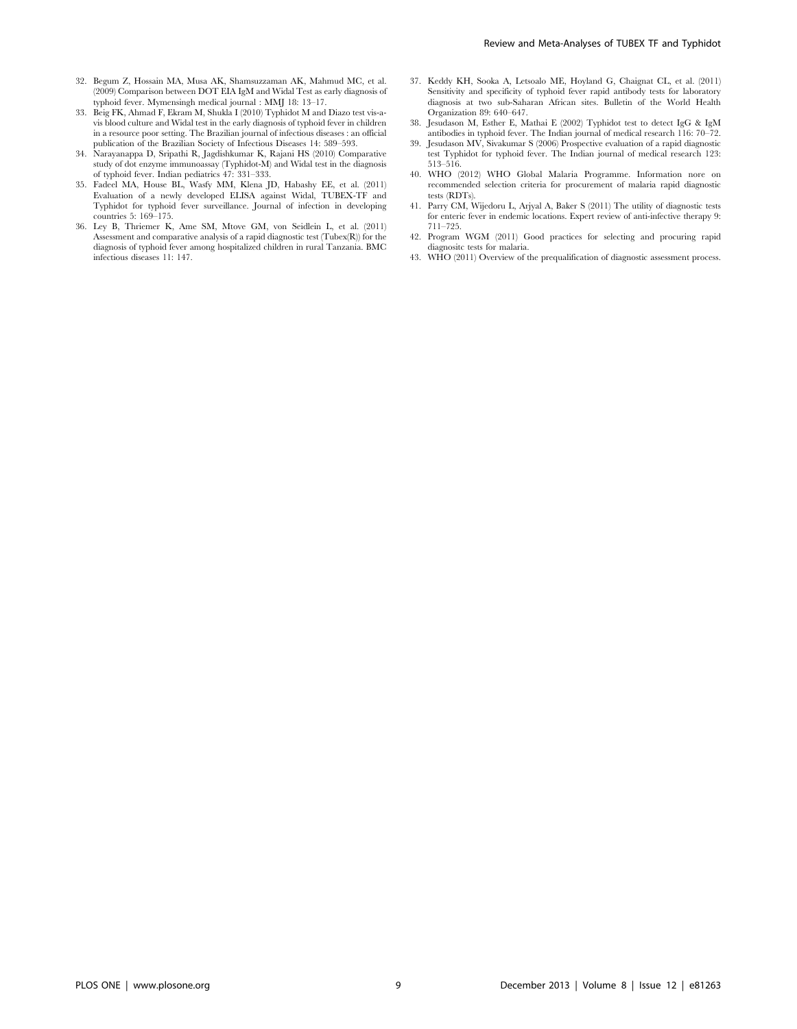32. Begum Z, Hossain MA, Musa AK, Shamsuzzaman AK, Mahmud MC, et al. (2009) Comparison between DOT EIA IgM and Widal Test as early diagnosis of typhoid fever. Mymensingh medical journal : MMJ 18: 13–17.
33. Beig FK, Ahmad F, Ekram M, Shukla I (2010) Typhidot M and Diazo test vis-a-vis blood culture and Widal test in the early diagnosis of typhoid fever in children in a resource poor setting. The Brazilian journal of infectious diseases : an official publication of the Brazilian Society of Infectious Diseases 14: 589–593.
34. Narayanappa D, Sripathi R, Jagdishkumar K, Rajani HS (2010) Comparative study of dot enzyme immunoassay (Typhidot-M) and Widal test in the diagnosis of typhoid fever. Indian pediatrics 47: 331–333.
35. Fadeel MA, House BL, Wasfy MM, Klena JD, Habashy EE, et al. (2011) Evaluation of a newly developed ELISA against Widal, TUBEX-TF and Typhidot for typhoid fever surveillance. Journal of infection in developing countries 5: 169–175.
36. Ley B, Thriemer K, Ame SM, Mtove GM, von Seidlein L, et al. (2011) Assessment and comparative analysis of a rapid diagnostic test (Tubex(R)) for the diagnosis of typhoid fever among hospitalized children in rural Tanzania. BMC infectious diseases 11: 147.
37. Keddy KH, Sooka A, Letsoalo ME, Hoyland G, Chaignat CL, et al. (2011) Sensitivity and specificity of typhoid fever rapid antibody tests for laboratory diagnosis at two sub-Saharan African sites. Bulletin of the World Health Organization 89: 640–647.
38. Jesudason M, Esther E, Mathai E (2002) Typhidot test to detect IgG & IgM antibodies in typhoid fever. The Indian journal of medical research 116: 70–72.
39. Jesudason MV, Sivakumar S (2006) Prospective evaluation of a rapid diagnostic test Typhidot for typhoid fever. The Indian journal of medical research 123: 513–516.
40. WHO (2012) WHO Global Malaria Programme. Information nore on recommended selection criteria for procurement of malaria rapid diagnostic tests (RDTs).
41. Parry CM, Wijedoru L, Arjyal A, Baker S (2011) The utility of diagnostic tests for enteric fever in endemic locations. Expert review of anti-infective therapy 9: 711–725.
42. Program WGM (2011) Good practices for selecting and procuring rapid diagnositc tests for malaria.
43. WHO (2011) Overview of the prequalification of diagnostic assessment process.